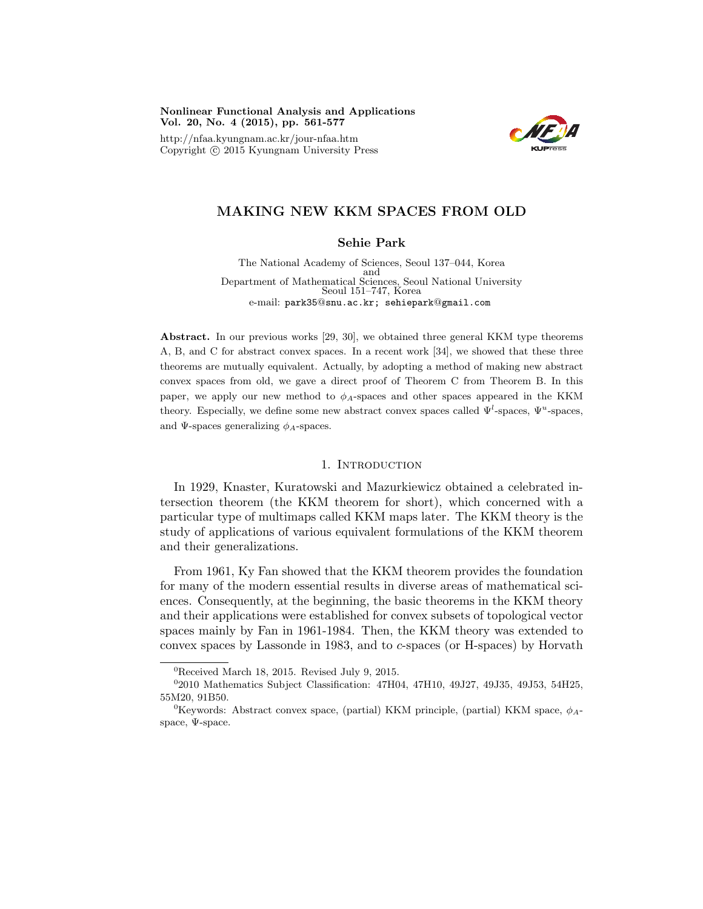# MAKING NEW KKM SPACES FROM OLD

**Sehie Park**

The National Academy of Sciences, Seoul 137–044, Korea
and
Department of Mathematical Sciences, Seoul National University
Seoul 151–747, Korea
e-mail: park35@snu.ac.kr; sehiepark@gmail.com

**Abstract.** In our previous works [29, 30], we obtained three general KKM type theorems A, B, and C for abstract convex spaces. In a recent work [34], we showed that these three theorems are mutually equivalent. Actually, by adopting a method of making new abstract convex spaces from old, we gave a direct proof of Theorem C from Theorem B. In this paper, we apply our new method to $\phi_A$-spaces and other spaces appeared in the KKM theory. Especially, we define some new abstract convex spaces called $\Psi^l$-spaces, $\Psi^u$-spaces, and $\Psi$-spaces generalizing $\phi_A$-spaces.

## 1. Introduction

In 1929, Knaster, Kuratowski and Mazurkiewicz obtained a celebrated intersection theorem (the KKM theorem for short), which concerned with a particular type of multimaps called KKM maps later. The KKM theory is the study of applications of various equivalent formulations of the KKM theorem and their generalizations.

From 1961, Ky Fan showed that the KKM theorem provides the foundation for many of the modern essential results in diverse areas of mathematical sciences. Consequently, at the beginning, the basic theorems in the KKM theory and their applications were established for convex subsets of topological vector spaces mainly by Fan in 1961-1984. Then, the KKM theory was extended to convex spaces by Lassonde in 1983, and to $c$-spaces (or H-spaces) by Horvath

---

[0]Received March 18, 2015. Revised July 9, 2015.

[0]2010 Mathematics Subject Classification: 47H04, 47H10, 49J27, 49J35, 49J53, 54H25, 55M20, 91B50.

[0]Keywords: Abstract convex space, (partial) KKM principle, (partial) KKM space, $\phi_A$-space, $\Psi$-space.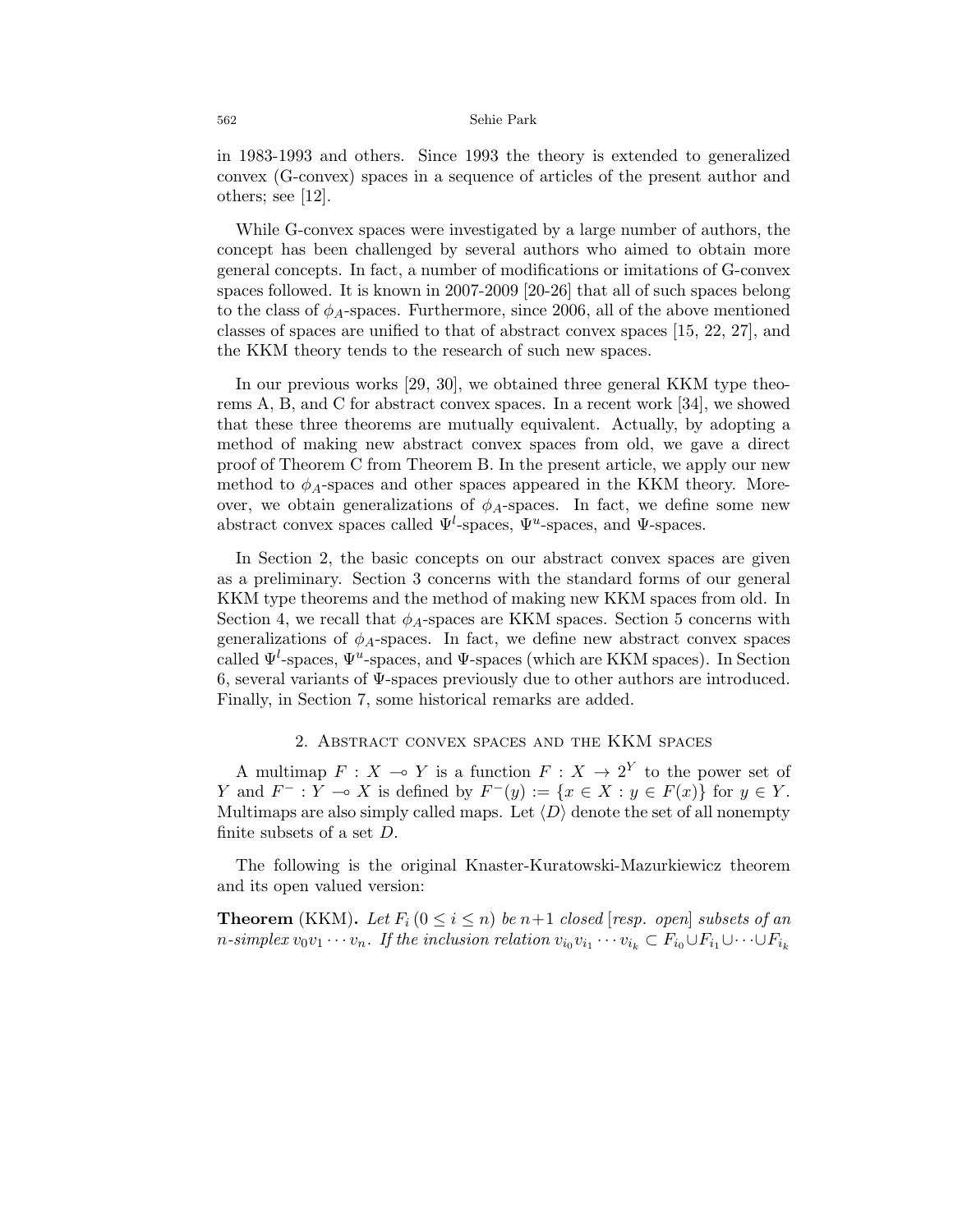in 1983-1993 and others. Since 1993 the theory is extended to generalized convex (G-convex) spaces in a sequence of articles of the present author and others; see [12].

While G-convex spaces were investigated by a large number of authors, the concept has been challenged by several authors who aimed to obtain more general concepts. In fact, a number of modifications or imitations of G-convex spaces followed. It is known in 2007-2009 [20-26] that all of such spaces belong to the class of $\phi_A$-spaces. Furthermore, since 2006, all of the above mentioned classes of spaces are unified to that of abstract convex spaces [15, 22, 27], and the KKM theory tends to the research of such new spaces.

In our previous works [29, 30], we obtained three general KKM type theorems A, B, and C for abstract convex spaces. In a recent work [34], we showed that these three theorems are mutually equivalent. Actually, by adopting a method of making new abstract convex spaces from old, we gave a direct proof of Theorem C from Theorem B. In the present article, we apply our new method to $\phi_A$-spaces and other spaces appeared in the KKM theory. Moreover, we obtain generalizations of $\phi_A$-spaces. In fact, we define some new abstract convex spaces called $\Psi^l$-spaces, $\Psi^u$-spaces, and $\Psi$-spaces.

In Section 2, the basic concepts on our abstract convex spaces are given as a preliminary. Section 3 concerns with the standard forms of our general KKM type theorems and the method of making new KKM spaces from old. In Section 4, we recall that $\phi_A$-spaces are KKM spaces. Section 5 concerns with generalizations of $\phi_A$-spaces. In fact, we define new abstract convex spaces called $\Psi^l$-spaces, $\Psi^u$-spaces, and $\Psi$-spaces (which are KKM spaces). In Section 6, several variants of $\Psi$-spaces previously due to other authors are introduced. Finally, in Section 7, some historical remarks are added.

## 2. Abstract convex spaces and the KKM spaces

A multimap $F : X \multimap Y$ is a function $F : X \to 2^Y$ to the power set of $Y$ and $F^- : Y \multimap X$ is defined by $F^-(y) := \{x \in X : y \in F(x)\}$ for $y \in Y$. Multimaps are also simply called maps. Let $\langle D \rangle$ denote the set of all nonempty finite subsets of a set $D$.

The following is the original Knaster-Kuratowski-Mazurkiewicz theorem and its open valued version:

**Theorem** (KKM)**.** *Let $F_i\,(0 \leq i \leq n)$ be $n+1$ closed [resp. open] subsets of an $n$-simplex $v_0v_1\cdots v_n$. If the inclusion relation $v_{i_0}v_{i_1}\cdots v_{i_k} \subset F_{i_0} \cup F_{i_1} \cup \cdots \cup F_{i_k}$*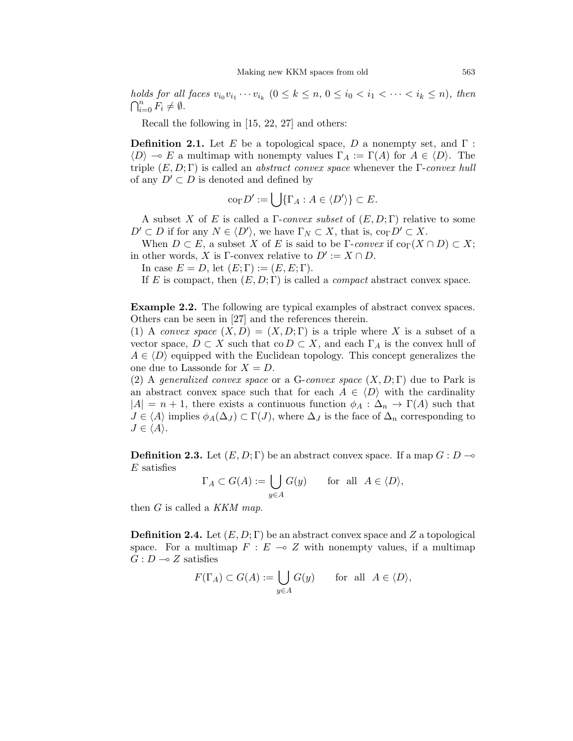*holds for all faces* $v_{i_0}v_{i_1}\cdots v_{i_k}$ $(0 \le k \le n,\ 0 \le i_0 < i_1 < \cdots < i_k \le n)$*, then* $\bigcap_{i=0}^{n} F_i \neq \emptyset$.

Recall the following in [15, 22, 27] and others:

**Definition 2.1.** Let $E$ be a topological space, $D$ a nonempty set, and $\Gamma : \langle D \rangle \multimap E$ a multimap with nonempty values $\Gamma_A := \Gamma(A)$ for $A \in \langle D \rangle$. The triple $(E, D; \Gamma)$ is called an *abstract convex space* whenever the $\Gamma$-*convex hull* of any $D' \subset D$ is denoted and defined by

$$\mathrm{co}_\Gamma D' := \bigcup \{\Gamma_A : A \in \langle D' \rangle\} \subset E.$$

A subset $X$ of $E$ is called a $\Gamma$-*convex subset* of $(E, D; \Gamma)$ relative to some $D' \subset D$ if for any $N \in \langle D' \rangle$, we have $\Gamma_N \subset X$, that is, $\mathrm{co}_\Gamma D' \subset X$.

When $D \subset E$, a subset $X$ of $E$ is said to be $\Gamma$-*convex* if $\mathrm{co}_\Gamma(X \cap D) \subset X$; in other words, $X$ is $\Gamma$-convex relative to $D' := X \cap D$.

In case $E = D$, let $(E; \Gamma) := (E, E; \Gamma)$.

If $E$ is compact, then $(E, D; \Gamma)$ is called a *compact* abstract convex space.

**Example 2.2.** The following are typical examples of abstract convex spaces. Others can be seen in [27] and the references therein.
(1) A *convex space* $(X, D) = (X, D; \Gamma)$ is a triple where $X$ is a subset of a vector space, $D \subset X$ such that $\mathrm{co}\, D \subset X$, and each $\Gamma_A$ is the convex hull of $A \in \langle D \rangle$ equipped with the Euclidean topology. This concept generalizes the one due to Lassonde for $X = D$.
(2) A *generalized convex space* or a G-*convex space* $(X, D; \Gamma)$ due to Park is an abstract convex space such that for each $A \in \langle D \rangle$ with the cardinality $|A| = n + 1$, there exists a continuous function $\phi_A : \Delta_n \to \Gamma(A)$ such that $J \in \langle A \rangle$ implies $\phi_A(\Delta_J) \subset \Gamma(J)$, where $\Delta_J$ is the face of $\Delta_n$ corresponding to $J \in \langle A \rangle$.

**Definition 2.3.** Let $(E, D; \Gamma)$ be an abstract convex space. If a map $G : D \multimap E$ satisfies

$$\Gamma_A \subset G(A) := \bigcup_{y \in A} G(y) \qquad \text{for all} \quad A \in \langle D \rangle,$$

then $G$ is called a *KKM map*.

**Definition 2.4.** Let $(E, D; \Gamma)$ be an abstract convex space and $Z$ a topological space. For a multimap $F : E \multimap Z$ with nonempty values, if a multimap $G : D \multimap Z$ satisfies

$$F(\Gamma_A) \subset G(A) := \bigcup_{y \in A} G(y) \qquad \text{for all} \quad A \in \langle D \rangle,$$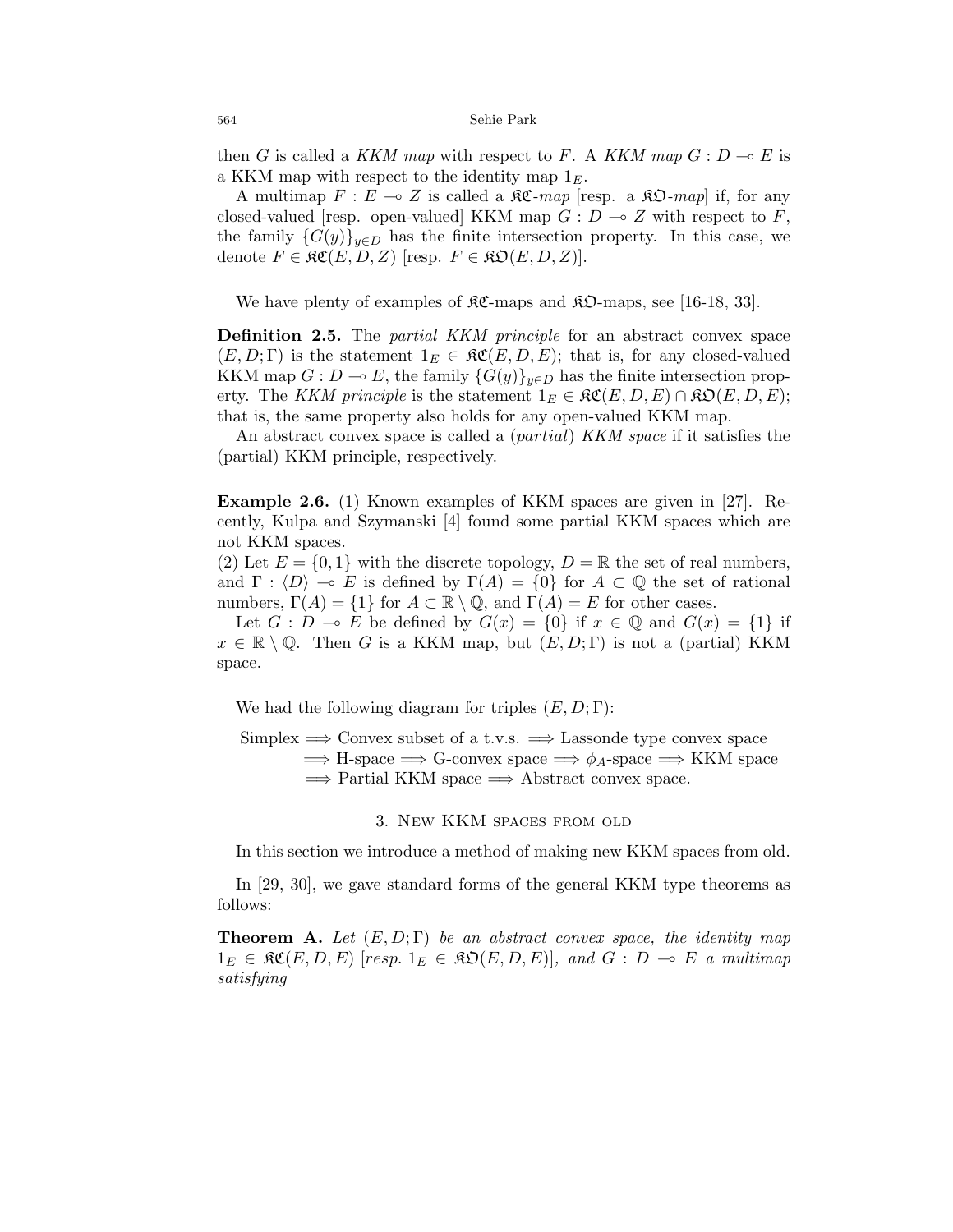then $G$ is called a *KKM map* with respect to $F$. A *KKM map* $G : D \multimap E$ is a KKM map with respect to the identity map $1_E$.

A multimap $F : E \multimap Z$ is called a $\mathfrak{KC}$-*map* [resp. a $\mathfrak{KO}$-*map*] if, for any closed-valued [resp. open-valued] KKM map $G : D \multimap Z$ with respect to $F$, the family $\{G(y)\}_{y\in D}$ has the finite intersection property. In this case, we denote $F \in \mathfrak{KC}(E, D, Z)$ [resp. $F \in \mathfrak{KO}(E, D, Z)$].

We have plenty of examples of $\mathfrak{KC}$-maps and $\mathfrak{KO}$-maps, see [16-18, 33].

**Definition 2.5.** The *partial KKM principle* for an abstract convex space $(E, D; \Gamma)$ is the statement $1_E \in \mathfrak{KC}(E, D, E)$; that is, for any closed-valued KKM map $G : D \multimap E$, the family $\{G(y)\}_{y\in D}$ has the finite intersection property. The *KKM principle* is the statement $1_E \in \mathfrak{KC}(E, D, E) \cap \mathfrak{KO}(E, D, E)$; that is, the same property also holds for any open-valued KKM map.

An abstract convex space is called a (*partial*) *KKM space* if it satisfies the (partial) KKM principle, respectively.

**Example 2.6.** (1) Known examples of KKM spaces are given in [27]. Recently, Kulpa and Szymanski [4] found some partial KKM spaces which are not KKM spaces.
(2) Let $E = \{0, 1\}$ with the discrete topology, $D = \mathbb{R}$ the set of real numbers, and $\Gamma : \langle D \rangle \multimap E$ is defined by $\Gamma(A) = \{0\}$ for $A \subset \mathbb{Q}$ the set of rational numbers, $\Gamma(A) = \{1\}$ for $A \subset \mathbb{R} \setminus \mathbb{Q}$, and $\Gamma(A) = E$ for other cases.

Let $G : D \multimap E$ be defined by $G(x) = \{0\}$ if $x \in \mathbb{Q}$ and $G(x) = \{1\}$ if $x \in \mathbb{R} \setminus \mathbb{Q}$. Then $G$ is a KKM map, but $(E, D; \Gamma)$ is not a (partial) KKM space.

We had the following diagram for triples $(E, D; \Gamma)$:

$$\begin{aligned}
&\text{Simplex} \Longrightarrow \text{Convex subset of a t.v.s.} \Longrightarrow \text{Lassonde type convex space} \\
&\Longrightarrow \text{H-space} \Longrightarrow \text{G-convex space} \Longrightarrow \phi_A\text{-space} \Longrightarrow \text{KKM space} \\
&\Longrightarrow \text{Partial KKM space} \Longrightarrow \text{Abstract convex space.}
\end{aligned}$$

## 3. New KKM spaces from old

In this section we introduce a method of making new KKM spaces from old.

In [29, 30], we gave standard forms of the general KKM type theorems as follows:

**Theorem A.** *Let $(E, D; \Gamma)$ be an abstract convex space, the identity map $1_E \in \mathfrak{KC}(E, D, E)$ [resp. $1_E \in \mathfrak{KO}(E, D, E)$], and $G : D \multimap E$ a multimap satisfying*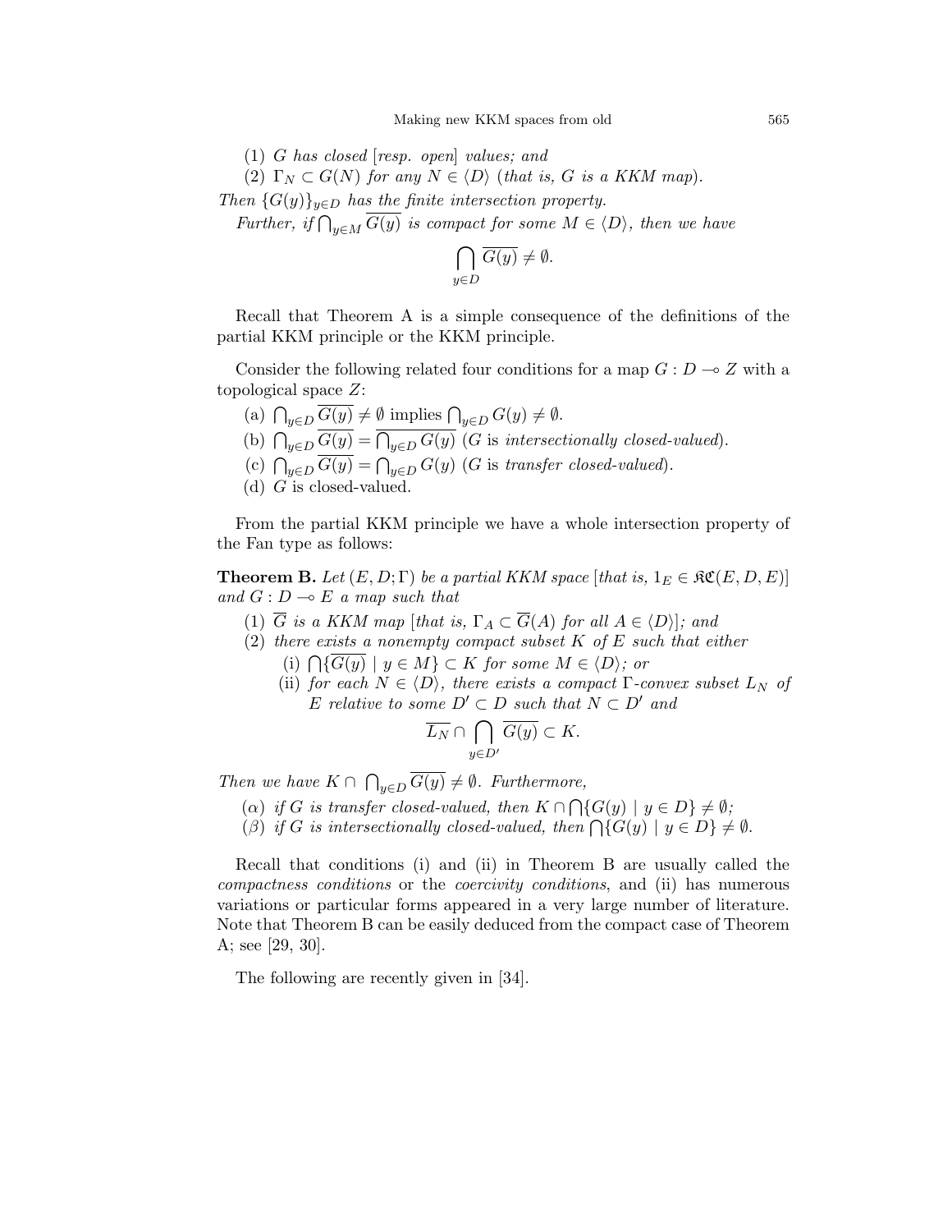(1) *$G$ has closed* [*resp. open*] *values; and*

(2) $\Gamma_N \subset G(N)$ *for any* $N \in \langle D \rangle$ (*that is, $G$ is a KKM map*).

*Then* $\{G(y)\}_{y \in D}$ *has the finite intersection property.*

*Further, if* $\bigcap_{y \in M} \overline{G(y)}$ *is compact for some* $M \in \langle D \rangle$, *then we have*

$$\bigcap_{y \in D} \overline{G(y)} \neq \emptyset.$$

Recall that Theorem A is a simple consequence of the definitions of the partial KKM principle or the KKM principle.

Consider the following related four conditions for a map $G : D \multimap Z$ with a topological space $Z$:

(a) $\bigcap_{y \in D} \overline{G(y)} \neq \emptyset$ implies $\bigcap_{y \in D} G(y) \neq \emptyset$.

(b) $\bigcap_{y \in D} \overline{G(y)} = \overline{\bigcap_{y \in D} G(y)}$ ($G$ is *intersectionally closed-valued*).

(c) $\bigcap_{y \in D} \overline{G(y)} = \bigcap_{y \in D} G(y)$ ($G$ is *transfer closed-valued*).

(d) $G$ is closed-valued.

From the partial KKM principle we have a whole intersection property of the Fan type as follows:

**Theorem B.** *Let* $(E, D; \Gamma)$ *be a partial KKM space* [*that is,* $1_E \in \mathfrak{KC}(E, D, E)$] *and* $G : D \multimap E$ *a map such that*

(1) $\overline{G}$ *is a KKM map* [*that is,* $\Gamma_A \subset \overline{G}(A)$ *for all* $A \in \langle D \rangle$]; *and*

(2) *there exists a nonempty compact subset $K$ of $E$ such that either*

  (i) $\bigcap \{\overline{G(y)} \mid y \in M\} \subset K$ *for some* $M \in \langle D \rangle$; *or*

  (ii) *for each* $N \in \langle D \rangle$, *there exists a compact $\Gamma$-convex subset* $L_N$ *of $E$ relative to some* $D' \subset D$ *such that* $N \subset D'$ *and*

$$\overline{L_N} \cap \bigcap_{y \in D'} \overline{G(y)} \subset K.$$

*Then we have* $K \cap \bigcap_{y \in D} \overline{G(y)} \neq \emptyset$. *Furthermore,*

($\alpha$) *if $G$ is transfer closed-valued, then* $K \cap \bigcap \{G(y) \mid y \in D\} \neq \emptyset$;

($\beta$) *if $G$ is intersectionally closed-valued, then* $\bigcap \{G(y) \mid y \in D\} \neq \emptyset$.

Recall that conditions (i) and (ii) in Theorem B are usually called the *compactness conditions* or the *coercivity conditions*, and (ii) has numerous variations or particular forms appeared in a very large number of literature. Note that Theorem B can be easily deduced from the compact case of Theorem A; see [29, 30].

The following are recently given in [34].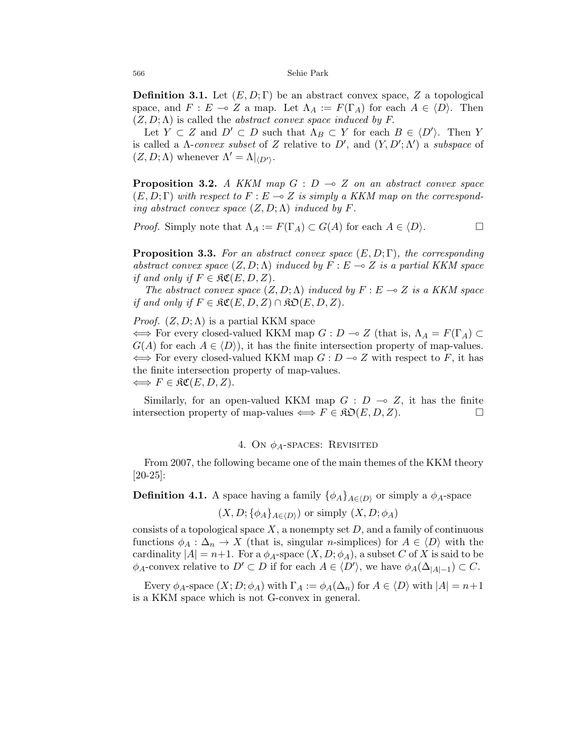**Definition 3.1.** Let $(E, D; \Gamma)$ be an abstract convex space, $Z$ a topological space, and $F : E \multimap Z$ a map. Let $\Lambda_A := F(\Gamma_A)$ for each $A \in \langle D \rangle$. Then $(Z, D; \Lambda)$ is called the *abstract convex space induced by F*.

Let $Y \subset Z$ and $D' \subset D$ such that $\Lambda_B \subset Y$ for each $B \in \langle D' \rangle$. Then $Y$ is called a $\Lambda$-*convex subset* of $Z$ relative to $D'$, and $(Y, D'; \Lambda')$ a *subspace* of $(Z, D; \Lambda)$ whenever $\Lambda' = \Lambda|_{\langle D' \rangle}$.

**Proposition 3.2.** *A KKM map $G : D \multimap Z$ on an abstract convex space $(E, D; \Gamma)$ with respect to $F : E \multimap Z$ is simply a KKM map on the corresponding abstract convex space $(Z, D; \Lambda)$ induced by $F$.*

*Proof.* Simply note that $\Lambda_A := F(\Gamma_A) \subset G(A)$ for each $A \in \langle D \rangle$. □

**Proposition 3.3.** *For an abstract convex space $(E, D; \Gamma)$, the corresponding abstract convex space $(Z, D; \Lambda)$ induced by $F : E \multimap Z$ is a partial KKM space if and only if $F \in \mathfrak{KC}(E, D, Z)$.*

*The abstract convex space $(Z, D; \Lambda)$ induced by $F : E \multimap Z$ is a KKM space if and only if $F \in \mathfrak{KC}(E, D, Z) \cap \mathfrak{KO}(E, D, Z)$.*

*Proof.* $(Z, D; \Lambda)$ is a partial KKM space
$\Longleftrightarrow$ For every closed-valued KKM map $G : D \multimap Z$ (that is, $\Lambda_A = F(\Gamma_A) \subset G(A)$ for each $A \in \langle D \rangle$), it has the finite intersection property of map-values.
$\Longleftrightarrow$ For every closed-valued KKM map $G : D \multimap Z$ with respect to $F$, it has the finite intersection property of map-values.
$\Longleftrightarrow$ $F \in \mathfrak{KC}(E, D, Z)$.

Similarly, for an open-valued KKM map $G : D \multimap Z$, it has the finite intersection property of map-values $\Longleftrightarrow$ $F \in \mathfrak{KO}(E, D, Z)$. □

## 4. On $\phi_A$-spaces: Revisited

From 2007, the following became one of the main themes of the KKM theory [20-25]:

**Definition 4.1.** A space having a family $\{\phi_A\}_{A \in \langle D \rangle}$ or simply a $\phi_A$-space

$$(X, D; \{\phi_A\}_{A \in \langle D \rangle}) \text{ or simply } (X, D; \phi_A)$$

consists of a topological space $X$, a nonempty set $D$, and a family of continuous functions $\phi_A : \Delta_n \to X$ (that is, singular $n$-simplices) for $A \in \langle D \rangle$ with the cardinality $|A| = n+1$. For a $\phi_A$-space $(X, D; \phi_A)$, a subset $C$ of $X$ is said to be $\phi_A$-convex relative to $D' \subset D$ if for each $A \in \langle D' \rangle$, we have $\phi_A(\Delta_{|A|-1}) \subset C$.

Every $\phi_A$-space $(X; D; \phi_A)$ with $\Gamma_A := \phi_A(\Delta_n)$ for $A \in \langle D \rangle$ with $|A| = n+1$ is a KKM space which is not G-convex in general.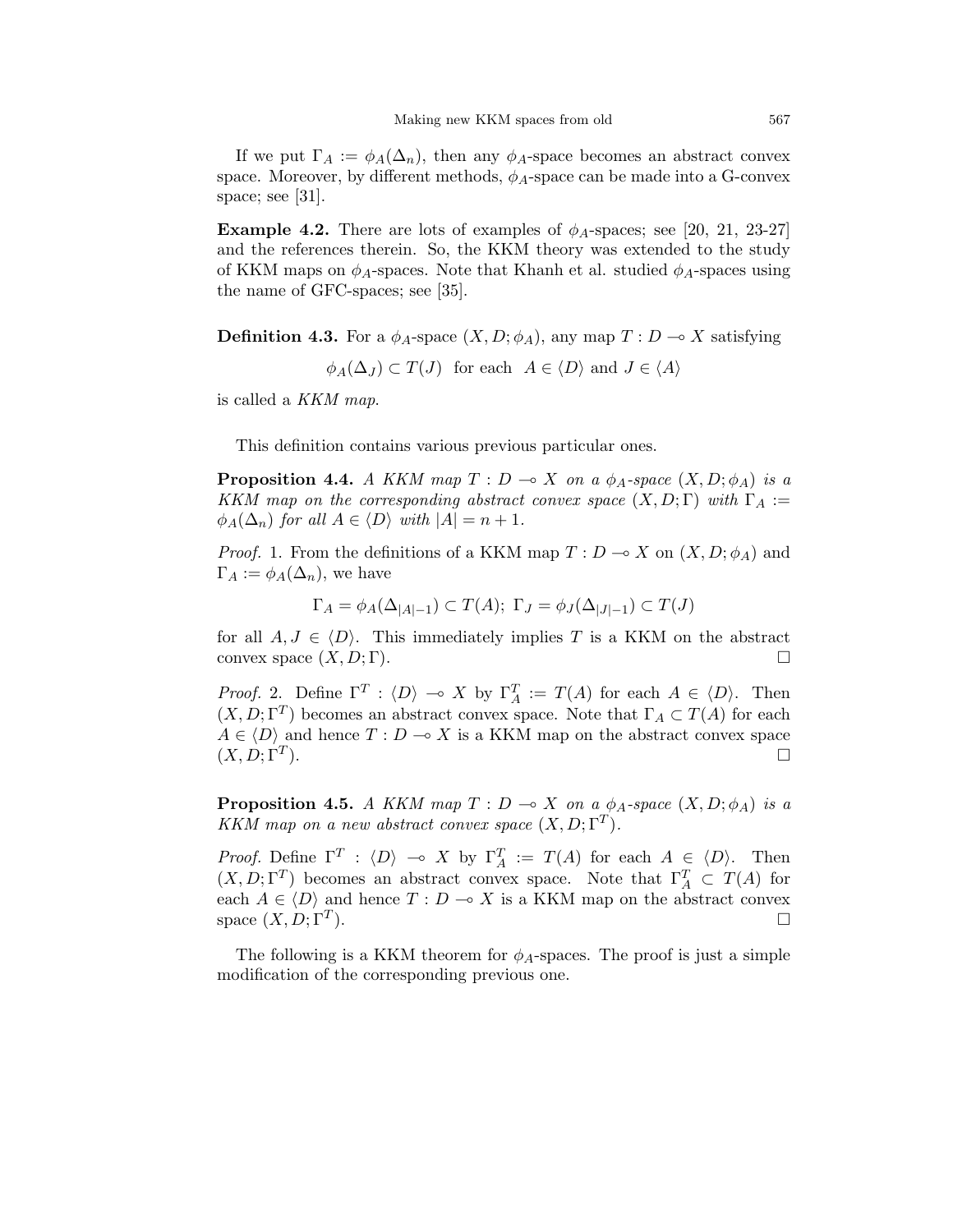If we put $\Gamma_A := \phi_A(\Delta_n)$, then any $\phi_A$-space becomes an abstract convex space. Moreover, by different methods, $\phi_A$-space can be made into a G-convex space; see [31].

**Example 4.2.** There are lots of examples of $\phi_A$-spaces; see [20, 21, 23-27] and the references therein. So, the KKM theory was extended to the study of KKM maps on $\phi_A$-spaces. Note that Khanh et al. studied $\phi_A$-spaces using the name of GFC-spaces; see [35].

**Definition 4.3.** For a $\phi_A$-space $(X, D; \phi_A)$, any map $T : D \multimap X$ satisfying

$$\phi_A(\Delta_J) \subset T(J) \ \text{ for each } \ A \in \langle D \rangle \text{ and } J \in \langle A \rangle$$

is called a *KKM map*.

This definition contains various previous particular ones.

**Proposition 4.4.** *A KKM map $T : D \multimap X$ on a $\phi_A$-space $(X, D; \phi_A)$ is a KKM map on the corresponding abstract convex space $(X, D; \Gamma)$ with $\Gamma_A := \phi_A(\Delta_n)$ for all $A \in \langle D \rangle$ with $|A| = n + 1$.*

*Proof.* 1. From the definitions of a KKM map $T : D \multimap X$ on $(X, D; \phi_A)$ and $\Gamma_A := \phi_A(\Delta_n)$, we have

$$\Gamma_A = \phi_A(\Delta_{|A|-1}) \subset T(A); \ \Gamma_J = \phi_J(\Delta_{|J|-1}) \subset T(J)$$

for all $A, J \in \langle D \rangle$. This immediately implies $T$ is a KKM on the abstract convex space $(X, D; \Gamma)$. □

*Proof.* 2. Define $\Gamma^T : \langle D \rangle \multimap X$ by $\Gamma^T_A := T(A)$ for each $A \in \langle D \rangle$. Then $(X, D; \Gamma^T)$ becomes an abstract convex space. Note that $\Gamma_A \subset T(A)$ for each $A \in \langle D \rangle$ and hence $T : D \multimap X$ is a KKM map on the abstract convex space $(X, D; \Gamma^T)$. □

**Proposition 4.5.** *A KKM map $T : D \multimap X$ on a $\phi_A$-space $(X, D; \phi_A)$ is a KKM map on a new abstract convex space $(X, D; \Gamma^T)$.*

*Proof.* Define $\Gamma^T : \langle D \rangle \multimap X$ by $\Gamma^T_A := T(A)$ for each $A \in \langle D \rangle$. Then $(X, D; \Gamma^T)$ becomes an abstract convex space. Note that $\Gamma^T_A \subset T(A)$ for each $A \in \langle D \rangle$ and hence $T : D \multimap X$ is a KKM map on the abstract convex space $(X, D; \Gamma^T)$. □

The following is a KKM theorem for $\phi_A$-spaces. The proof is just a simple modification of the corresponding previous one.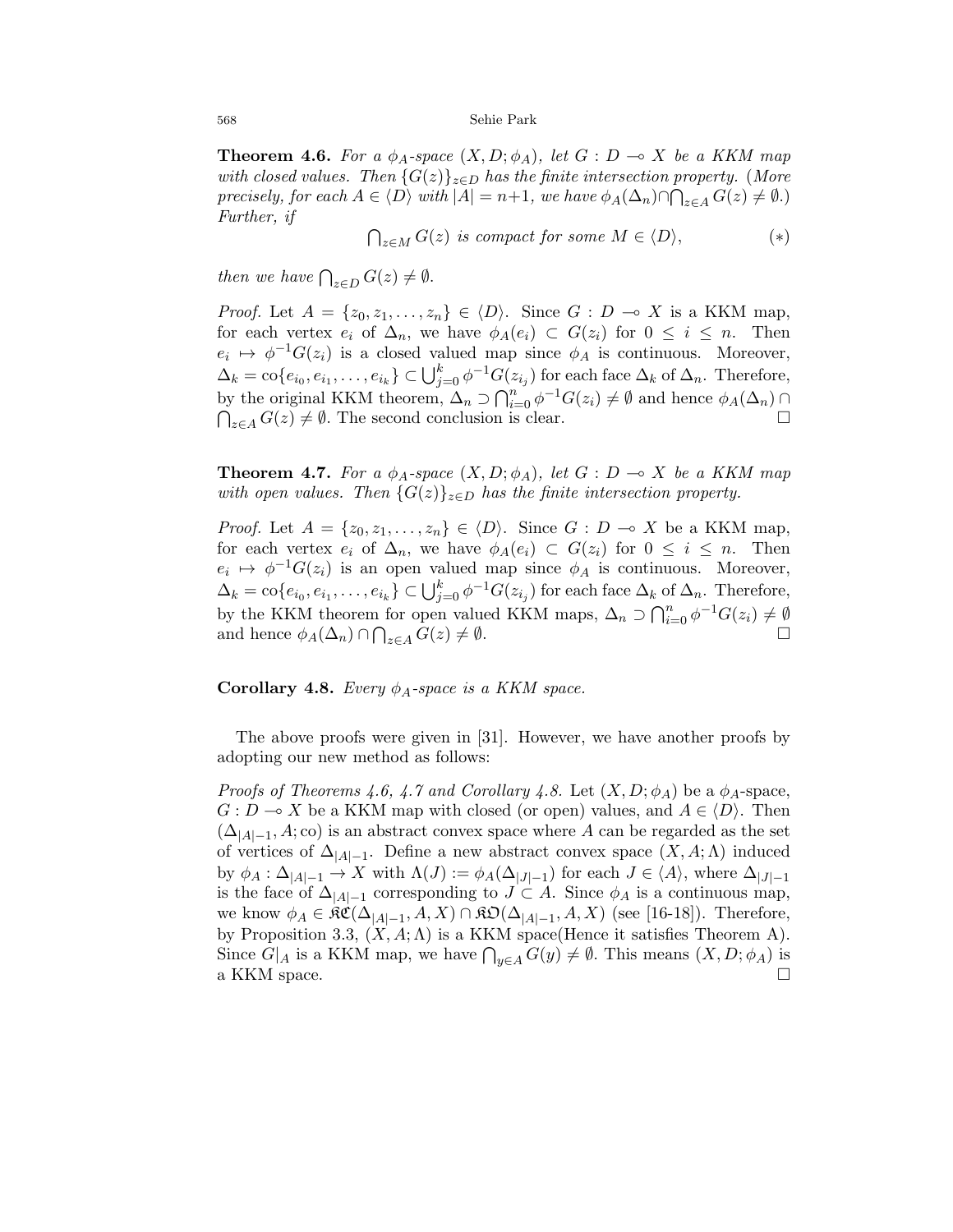**Theorem 4.6.** *For a $\phi_A$-space $(X, D; \phi_A)$, let $G : D \multimap X$ be a KKM map with closed values. Then $\{G(z)\}_{z \in D}$ has the finite intersection property.* (*More precisely, for each $A \in \langle D \rangle$ with $|A| = n+1$, we have $\phi_A(\Delta_n) \cap \bigcap_{z \in A} G(z) \neq \emptyset$.*) *Further, if*

$$\bigcap_{z \in M} G(z) \text{ is compact for some } M \in \langle D \rangle, \qquad (*)$$

*then we have $\bigcap_{z \in D} G(z) \neq \emptyset$.*

*Proof.* Let $A = \{z_0, z_1, \ldots, z_n\} \in \langle D \rangle$. Since $G : D \multimap X$ is a KKM map, for each vertex $e_i$ of $\Delta_n$, we have $\phi_A(e_i) \subset G(z_i)$ for $0 \leq i \leq n$. Then $e_i \mapsto \phi^{-1}G(z_i)$ is a closed valued map since $\phi_A$ is continuous. Moreover, $\Delta_k = \text{co}\{e_{i_0}, e_{i_1}, \ldots, e_{i_k}\} \subset \bigcup_{j=0}^{k} \phi^{-1}G(z_{i_j})$ for each face $\Delta_k$ of $\Delta_n$. Therefore, by the original KKM theorem, $\Delta_n \supset \bigcap_{i=0}^{n} \phi^{-1}G(z_i) \neq \emptyset$ and hence $\phi_A(\Delta_n) \cap \bigcap_{z \in A} G(z) \neq \emptyset$. The second conclusion is clear. □

**Theorem 4.7.** *For a $\phi_A$-space $(X, D; \phi_A)$, let $G : D \multimap X$ be a KKM map with open values. Then $\{G(z)\}_{z \in D}$ has the finite intersection property.*

*Proof.* Let $A = \{z_0, z_1, \ldots, z_n\} \in \langle D \rangle$. Since $G : D \multimap X$ be a KKM map, for each vertex $e_i$ of $\Delta_n$, we have $\phi_A(e_i) \subset G(z_i)$ for $0 \leq i \leq n$. Then $e_i \mapsto \phi^{-1}G(z_i)$ is an open valued map since $\phi_A$ is continuous. Moreover, $\Delta_k = \text{co}\{e_{i_0}, e_{i_1}, \ldots, e_{i_k}\} \subset \bigcup_{j=0}^{k} \phi^{-1}G(z_{i_j})$ for each face $\Delta_k$ of $\Delta_n$. Therefore, by the KKM theorem for open valued KKM maps, $\Delta_n \supset \bigcap_{i=0}^{n} \phi^{-1}G(z_i) \neq \emptyset$ and hence $\phi_A(\Delta_n) \cap \bigcap_{z \in A} G(z) \neq \emptyset$. □

**Corollary 4.8.** *Every $\phi_A$-space is a KKM space.*

The above proofs were given in [31]. However, we have another proofs by adopting our new method as follows:

*Proofs of Theorems 4.6, 4.7 and Corollary 4.8.* Let $(X, D; \phi_A)$ be a $\phi_A$-space, $G : D \multimap X$ be a KKM map with closed (or open) values, and $A \in \langle D \rangle$. Then $(\Delta_{|A|-1}, A; \text{co})$ is an abstract convex space where $A$ can be regarded as the set of vertices of $\Delta_{|A|-1}$. Define a new abstract convex space $(X, A; \Lambda)$ induced by $\phi_A : \Delta_{|A|-1} \to X$ with $\Lambda(J) := \phi_A(\Delta_{|J|-1})$ for each $J \in \langle A \rangle$, where $\Delta_{|J|-1}$ is the face of $\Delta_{|A|-1}$ corresponding to $J \subset A$. Since $\phi_A$ is a continuous map, we know $\phi_A \in \mathfrak{KC}(\Delta_{|A|-1}, A, X) \cap \mathfrak{KO}(\Delta_{|A|-1}, A, X)$ (see [16-18]). Therefore, by Proposition 3.3, $(X, A; \Lambda)$ is a KKM space(Hence it satisfies Theorem A). Since $G|_A$ is a KKM map, we have $\bigcap_{y \in A} G(y) \neq \emptyset$. This means $(X, D; \phi_A)$ is a KKM space. □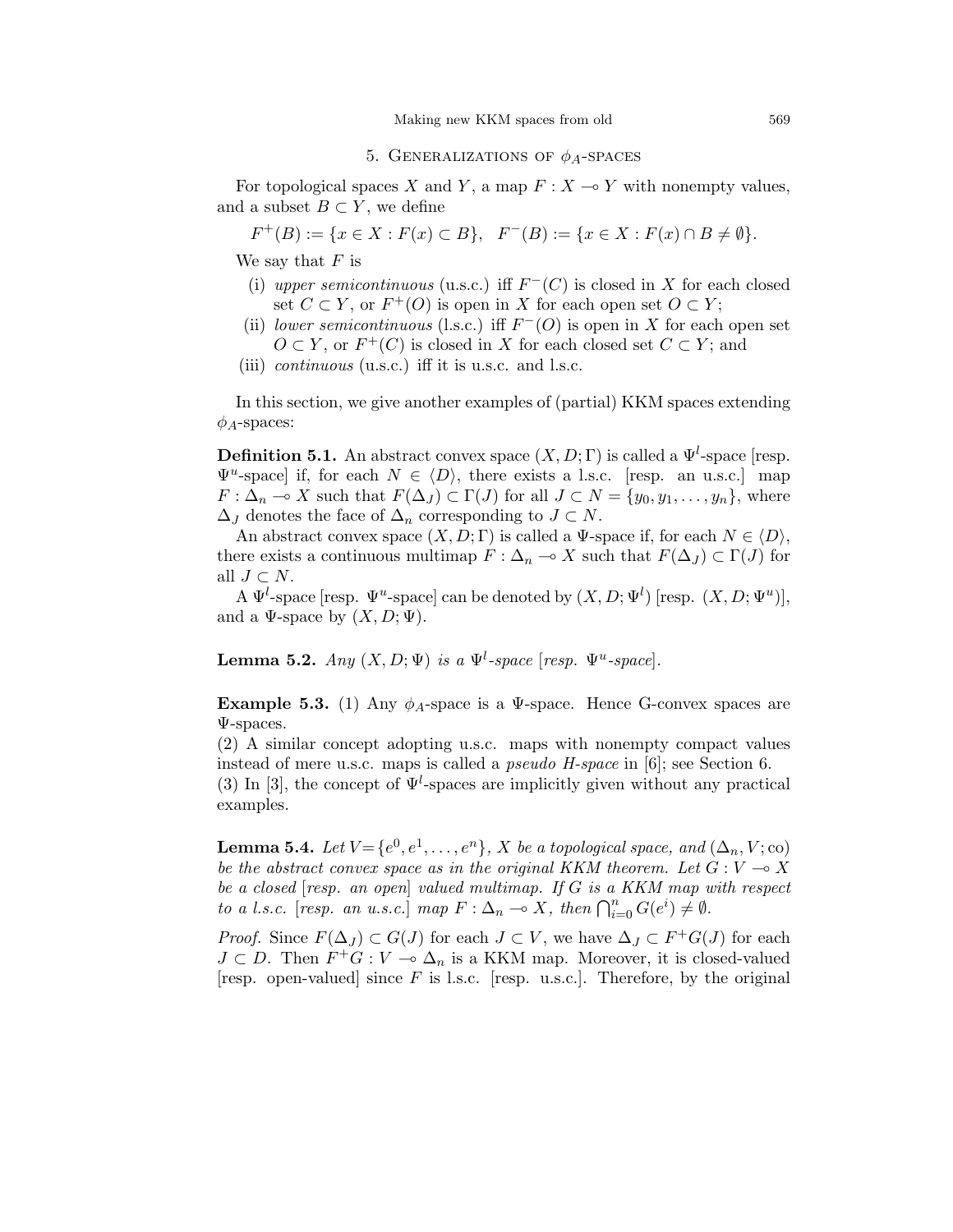## 5. Generalizations of $\phi_A$-spaces

For topological spaces $X$ and $Y$, a map $F : X \multimap Y$ with nonempty values, and a subset $B \subset Y$, we define

$$F^+(B) := \{x \in X : F(x) \subset B\}, \quad F^-(B) := \{x \in X : F(x) \cap B \neq \emptyset\}.$$

We say that $F$ is

- (i) *upper semicontinuous* (u.s.c.) iff $F^-(C)$ is closed in $X$ for each closed set $C \subset Y$, or $F^+(O)$ is open in $X$ for each open set $O \subset Y$;
- (ii) *lower semicontinuous* (l.s.c.) iff $F^-(O)$ is open in $X$ for each open set $O \subset Y$, or $F^+(C)$ is closed in $X$ for each closed set $C \subset Y$; and
- (iii) *continuous* (u.s.c.) iff it is u.s.c. and l.s.c.

In this section, we give another examples of (partial) KKM spaces extending $\phi_A$-spaces:

**Definition 5.1.** An abstract convex space $(X, D; \Gamma)$ is called a $\Psi^l$-space [resp. $\Psi^u$-space] if, for each $N \in \langle D \rangle$, there exists a l.s.c. [resp. an u.s.c.] map $F : \Delta_n \multimap X$ such that $F(\Delta_J) \subset \Gamma(J)$ for all $J \subset N = \{y_0, y_1, \ldots, y_n\}$, where $\Delta_J$ denotes the face of $\Delta_n$ corresponding to $J \subset N$.

An abstract convex space $(X, D; \Gamma)$ is called a $\Psi$-space if, for each $N \in \langle D \rangle$, there exists a continuous multimap $F : \Delta_n \multimap X$ such that $F(\Delta_J) \subset \Gamma(J)$ for all $J \subset N$.

A $\Psi^l$-space [resp. $\Psi^u$-space] can be denoted by $(X, D; \Psi^l)$ [resp. $(X, D; \Psi^u)$], and a $\Psi$-space by $(X, D; \Psi)$.

**Lemma 5.2.** *Any $(X, D; \Psi)$ is a $\Psi^l$-space [resp. $\Psi^u$-space].*

**Example 5.3.** (1) Any $\phi_A$-space is a $\Psi$-space. Hence G-convex spaces are $\Psi$-spaces.
(2) A similar concept adopting u.s.c. maps with nonempty compact values instead of mere u.s.c. maps is called a *pseudo H-space* in [6]; see Section 6.
(3) In [3], the concept of $\Psi^l$-spaces are implicitly given without any practical examples.

**Lemma 5.4.** *Let $V = \{e^0, e^1, \ldots, e^n\}$, $X$ be a topological space, and $(\Delta_n, V; \mathrm{co})$ be the abstract convex space as in the original KKM theorem. Let $G : V \multimap X$ be a closed [resp. an open] valued multimap. If $G$ is a KKM map with respect to a l.s.c. [resp. an u.s.c.] map $F : \Delta_n \multimap X$, then $\bigcap_{i=0}^n G(e^i) \neq \emptyset$.*

*Proof.* Since $F(\Delta_J) \subset G(J)$ for each $J \subset V$, we have $\Delta_J \subset F^+G(J)$ for each $J \subset D$. Then $F^+G : V \multimap \Delta_n$ is a KKM map. Moreover, it is closed-valued [resp. open-valued] since $F$ is l.s.c. [resp. u.s.c.]. Therefore, by the original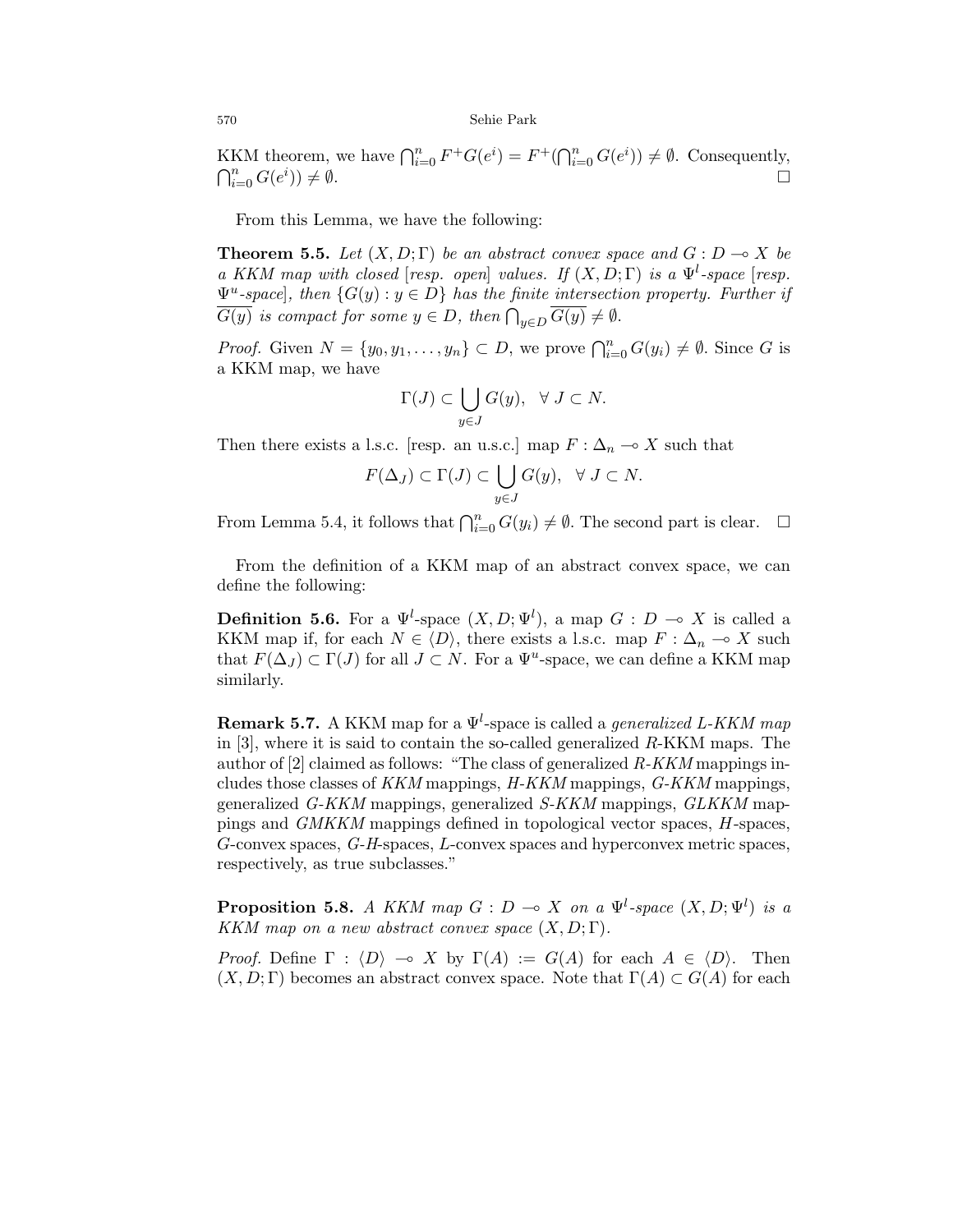KKM theorem, we have $\bigcap_{i=0}^n F^+G(e^i) = F^+(\bigcap_{i=0}^n G(e^i)) \neq \emptyset$. Consequently, $\bigcap_{i=0}^n G(e^i)) \neq \emptyset$. □

From this Lemma, we have the following:

**Theorem 5.5.** *Let $(X, D; \Gamma)$ be an abstract convex space and $G : D \multimap X$ be a KKM map with closed [resp. open] values. If $(X, D; \Gamma)$ is a $\Psi^l$-space [resp. $\Psi^u$-space], then $\{G(y) : y \in D\}$ has the finite intersection property. Further if $\overline{G(y)}$ is compact for some $y \in D$, then $\bigcap_{y \in D} \overline{G(y)} \neq \emptyset$.*

*Proof.* Given $N = \{y_0, y_1, \ldots, y_n\} \subset D$, we prove $\bigcap_{i=0}^n G(y_i) \neq \emptyset$. Since $G$ is a KKM map, we have

$$\Gamma(J) \subset \bigcup_{y \in J} G(y), \quad \forall\ J \subset N.$$

Then there exists a l.s.c. [resp. an u.s.c.] map $F : \Delta_n \multimap X$ such that

$$F(\Delta_J) \subset \Gamma(J) \subset \bigcup_{y \in J} G(y), \quad \forall\ J \subset N.$$

From Lemma 5.4, it follows that $\bigcap_{i=0}^n G(y_i) \neq \emptyset$. The second part is clear. □

From the definition of a KKM map of an abstract convex space, we can define the following:

**Definition 5.6.** For a $\Psi^l$-space $(X, D; \Psi^l)$, a map $G : D \multimap X$ is called a KKM map if, for each $N \in \langle D \rangle$, there exists a l.s.c. map $F : \Delta_n \multimap X$ such that $F(\Delta_J) \subset \Gamma(J)$ for all $J \subset N$. For a $\Psi^u$-space, we can define a KKM map similarly.

**Remark 5.7.** A KKM map for a $\Psi^l$-space is called a *generalized L-KKM map* in [3], where it is said to contain the so-called generalized $R$-KKM maps. The author of [2] claimed as follows: "The class of generalized *R-KKM* mappings includes those classes of *KKM* mappings, *H-KKM* mappings, *G-KKM* mappings, generalized *G-KKM* mappings, generalized *S-KKM* mappings, *GLKKM* mappings and *GMKKM* mappings defined in topological vector spaces, $H$-spaces, $G$-convex spaces, $G$-$H$-spaces, $L$-convex spaces and hyperconvex metric spaces, respectively, as true subclasses."

**Proposition 5.8.** *A KKM map $G : D \multimap X$ on a $\Psi^l$-space $(X, D; \Psi^l)$ is a KKM map on a new abstract convex space $(X, D; \Gamma)$.*

*Proof.* Define $\Gamma : \langle D \rangle \multimap X$ by $\Gamma(A) := G(A)$ for each $A \in \langle D \rangle$. Then $(X, D; \Gamma)$ becomes an abstract convex space. Note that $\Gamma(A) \subset G(A)$ for each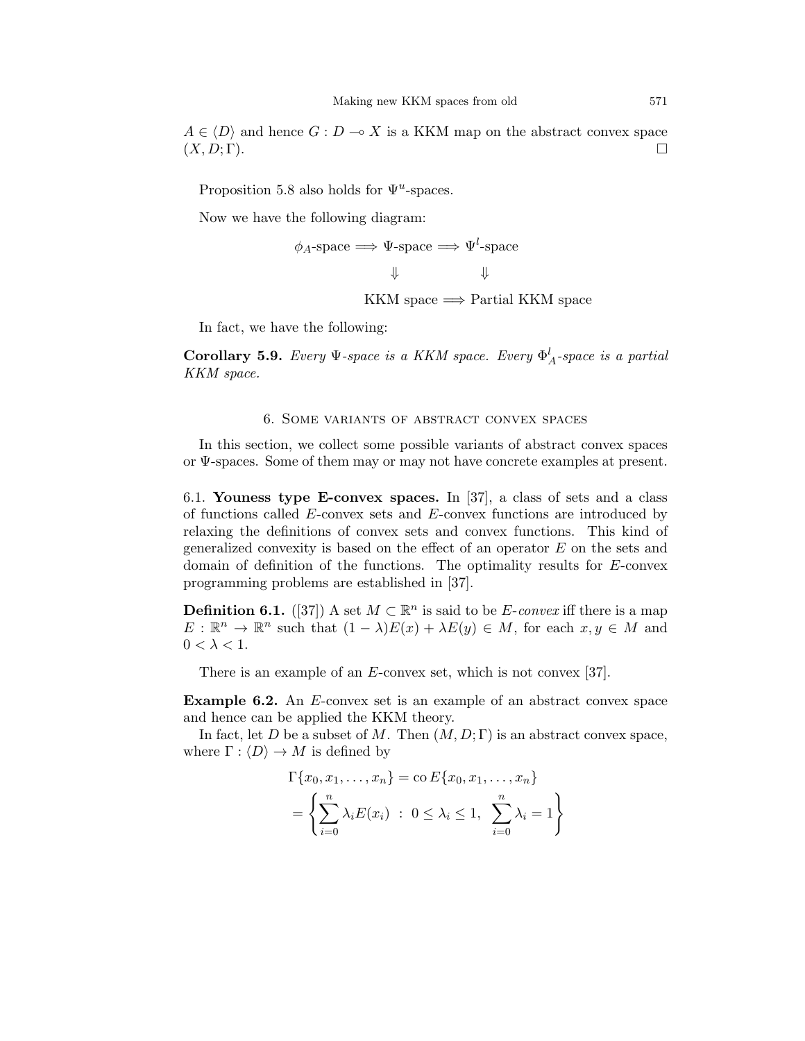$A \in \langle D \rangle$ and hence $G : D \multimap X$ is a KKM map on the abstract convex space $(X, D; \Gamma)$. $\square$

Proposition 5.8 also holds for $\Psi^u$-spaces.

Now we have the following diagram:

$$\begin{array}{ccccc} \phi_A\text{-space} & \Longrightarrow & \Psi\text{-space} & \Longrightarrow & \Psi^l\text{-space} \\ & & \Downarrow & & \Downarrow \\ & & \text{KKM space} & \Longrightarrow & \text{Partial KKM space} \end{array}$$

In fact, we have the following:

**Corollary 5.9.** *Every $\Psi$-space is a KKM space. Every $\Phi^l_A$-space is a partial KKM space.*

## 6. Some variants of abstract convex spaces

In this section, we collect some possible variants of abstract convex spaces or $\Psi$-spaces. Some of them may or may not have concrete examples at present.

6.1. **Youness type E-convex spaces.** In [37], a class of sets and a class of functions called $E$-convex sets and $E$-convex functions are introduced by relaxing the definitions of convex sets and convex functions. This kind of generalized convexity is based on the effect of an operator $E$ on the sets and domain of definition of the functions. The optimality results for $E$-convex programming problems are established in [37].

**Definition 6.1.** ([37]) A set $M \subset \mathbb{R}^n$ is said to be *$E$-convex* iff there is a map $E : \mathbb{R}^n \to \mathbb{R}^n$ such that $(1-\lambda)E(x) + \lambda E(y) \in M$, for each $x, y \in M$ and $0 < \lambda < 1$.

There is an example of an $E$-convex set, which is not convex [37].

**Example 6.2.** An $E$-convex set is an example of an abstract convex space and hence can be applied the KKM theory.

In fact, let $D$ be a subset of $M$. Then $(M, D; \Gamma)$ is an abstract convex space, where $\Gamma : \langle D \rangle \to M$ is defined by

$$\Gamma\{x_0, x_1, \ldots, x_n\} = \operatorname{co} E\{x_0, x_1, \ldots, x_n\}$$
$$= \left\{ \sum_{i=0}^{n} \lambda_i E(x_i) \ : \ 0 \le \lambda_i \le 1, \ \sum_{i=0}^{n} \lambda_i = 1 \right\}$$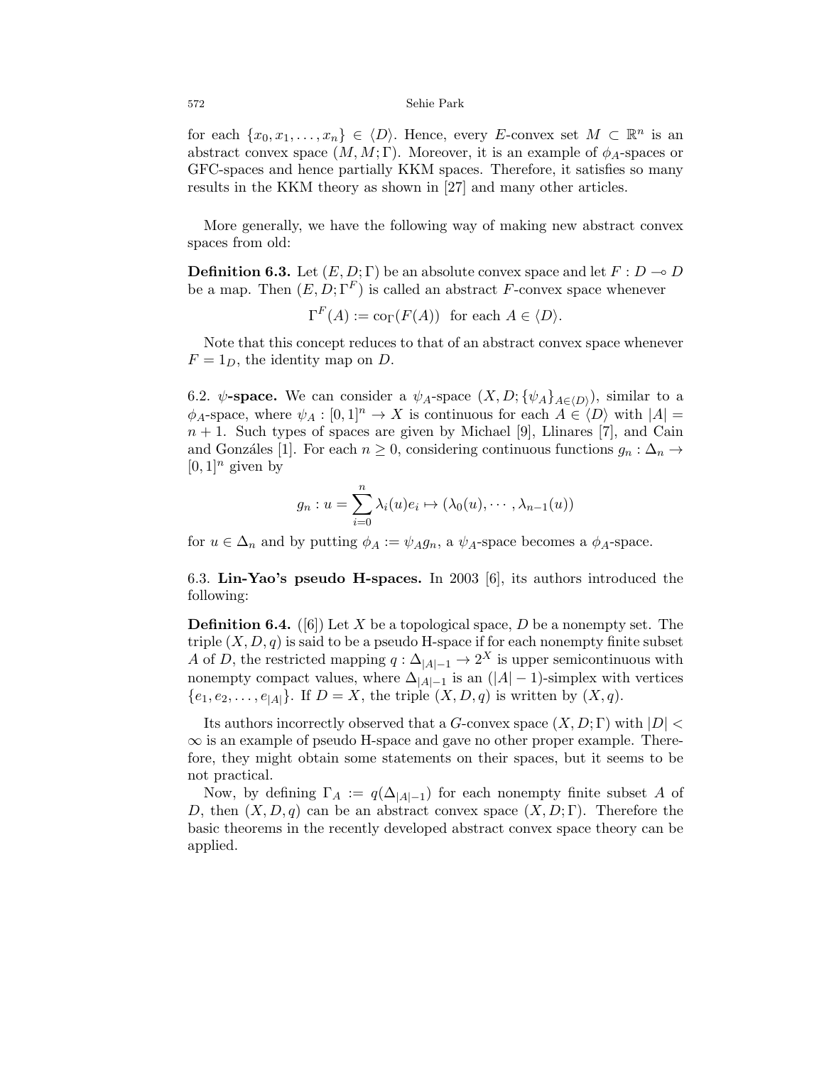for each $\{x_0, x_1, \ldots, x_n\} \in \langle D \rangle$. Hence, every $E$-convex set $M \subset \mathbb{R}^n$ is an abstract convex space $(M, M; \Gamma)$. Moreover, it is an example of $\phi_A$-spaces or GFC-spaces and hence partially KKM spaces. Therefore, it satisfies so many results in the KKM theory as shown in [27] and many other articles.

More generally, we have the following way of making new abstract convex spaces from old:

**Definition 6.3.** Let $(E, D; \Gamma)$ be an absolute convex space and let $F : D \multimap D$ be a map. Then $(E, D; \Gamma^F)$ is called an abstract $F$-convex space whenever

$$\Gamma^F(A) := \mathrm{co}_\Gamma(F(A)) \quad \text{for each } A \in \langle D \rangle.$$

Note that this concept reduces to that of an abstract convex space whenever $F = 1_D$, the identity map on $D$.

6.2. **$\psi$-space.** We can consider a $\psi_A$-space $(X, D; \{\psi_A\}_{A \in \langle D \rangle})$, similar to a $\phi_A$-space, where $\psi_A : [0,1]^n \to X$ is continuous for each $A \in \langle D \rangle$ with $|A| = n+1$. Such types of spaces are given by Michael [9], Llinares [7], and Cain and Gonzáles [1]. For each $n \geq 0$, considering continuous functions $g_n : \Delta_n \to [0,1]^n$ given by

$$g_n : u = \sum_{i=0}^{n} \lambda_i(u) e_i \mapsto (\lambda_0(u), \cdots, \lambda_{n-1}(u))$$

for $u \in \Delta_n$ and by putting $\phi_A := \psi_A g_n$, a $\psi_A$-space becomes a $\phi_A$-space.

6.3. **Lin-Yao's pseudo H-spaces.** In 2003 [6], its authors introduced the following:

**Definition 6.4.** ([6]) Let $X$ be a topological space, $D$ be a nonempty set. The triple $(X, D, q)$ is said to be a pseudo H-space if for each nonempty finite subset $A$ of $D$, the restricted mapping $q : \Delta_{|A|-1} \to 2^X$ is upper semicontinuous with nonempty compact values, where $\Delta_{|A|-1}$ is an $(|A|-1)$-simplex with vertices $\{e_1, e_2, \ldots, e_{|A|}\}$. If $D = X$, the triple $(X, D, q)$ is written by $(X, q)$.

Its authors incorrectly observed that a $G$-convex space $(X, D; \Gamma)$ with $|D| < \infty$ is an example of pseudo H-space and gave no other proper example. Therefore, they might obtain some statements on their spaces, but it seems to be not practical.

Now, by defining $\Gamma_A := q(\Delta_{|A|-1})$ for each nonempty finite subset $A$ of $D$, then $(X, D, q)$ can be an abstract convex space $(X, D; \Gamma)$. Therefore the basic theorems in the recently developed abstract convex space theory can be applied.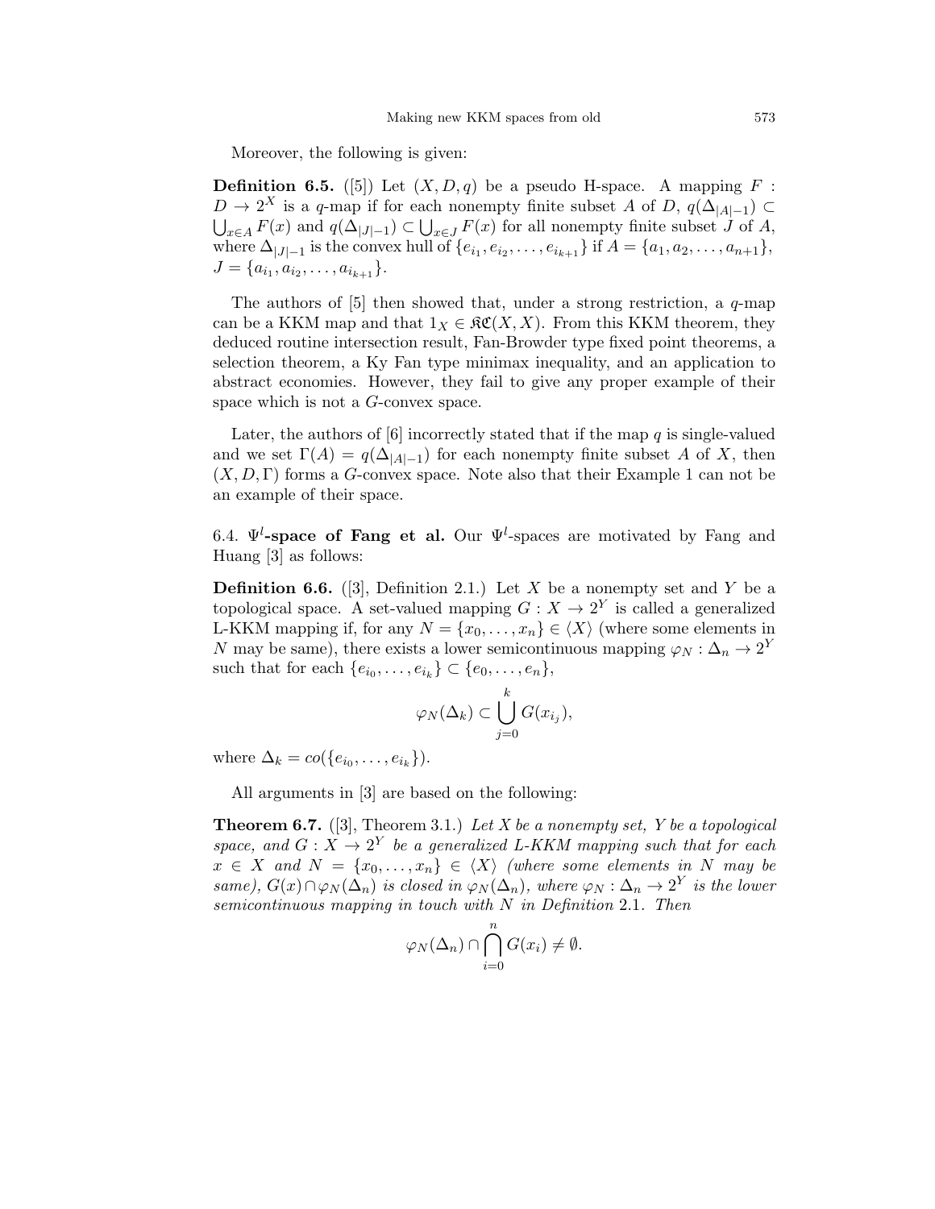Moreover, the following is given:

**Definition 6.5.** ([5]) Let $(X, D, q)$ be a pseudo H-space. A mapping $F : D \to 2^X$ is a $q$-map if for each nonempty finite subset $A$ of $D$, $q(\Delta_{|A|-1}) \subset \bigcup_{x \in A} F(x)$ and $q(\Delta_{|J|-1}) \subset \bigcup_{x \in J} F(x)$ for all nonempty finite subset $J$ of $A$, where $\Delta_{|J|-1}$ is the convex hull of $\{e_{i_1}, e_{i_2}, \ldots, e_{i_{k+1}}\}$ if $A = \{a_1, a_2, \ldots, a_{n+1}\}$, $J = \{a_{i_1}, a_{i_2}, \ldots, a_{i_{k+1}}\}$.

The authors of [5] then showed that, under a strong restriction, a $q$-map can be a KKM map and that $1_X \in \mathfrak{KC}(X, X)$. From this KKM theorem, they deduced routine intersection result, Fan-Browder type fixed point theorems, a selection theorem, a Ky Fan type minimax inequality, and an application to abstract economies. However, they fail to give any proper example of their space which is not a $G$-convex space.

Later, the authors of [6] incorrectly stated that if the map $q$ is single-valued and we set $\Gamma(A) = q(\Delta_{|A|-1})$ for each nonempty finite subset $A$ of $X$, then $(X, D, \Gamma)$ forms a $G$-convex space. Note also that their Example 1 can not be an example of their space.

6.4. **$\Psi^l$-space of Fang et al.** Our $\Psi^l$-spaces are motivated by Fang and Huang [3] as follows:

**Definition 6.6.** ([3], Definition 2.1.) Let $X$ be a nonempty set and $Y$ be a topological space. A set-valued mapping $G : X \to 2^Y$ is called a generalized L-KKM mapping if, for any $N = \{x_0, \ldots, x_n\} \in \langle X \rangle$ (where some elements in $N$ may be same), there exists a lower semicontinuous mapping $\varphi_N : \Delta_n \to 2^Y$ such that for each $\{e_{i_0}, \ldots, e_{i_k}\} \subset \{e_0, \ldots, e_n\}$,

$$\varphi_N(\Delta_k) \subset \bigcup_{j=0}^{k} G(x_{i_j}),$$

where $\Delta_k = co(\{e_{i_0}, \ldots, e_{i_k}\})$.

All arguments in [3] are based on the following:

**Theorem 6.7.** ([3], Theorem 3.1.) *Let $X$ be a nonempty set, $Y$ be a topological space, and $G : X \to 2^Y$ be a generalized L-KKM mapping such that for each $x \in X$ and $N = \{x_0, \ldots, x_n\} \in \langle X \rangle$ (where some elements in $N$ may be same), $G(x) \cap \varphi_N(\Delta_n)$ is closed in $\varphi_N(\Delta_n)$, where $\varphi_N : \Delta_n \to 2^Y$ is the lower semicontinuous mapping in touch with $N$ in Definition* 2.1. *Then*

$$\varphi_N(\Delta_n) \cap \bigcap_{i=0}^{n} G(x_i) \neq \emptyset.$$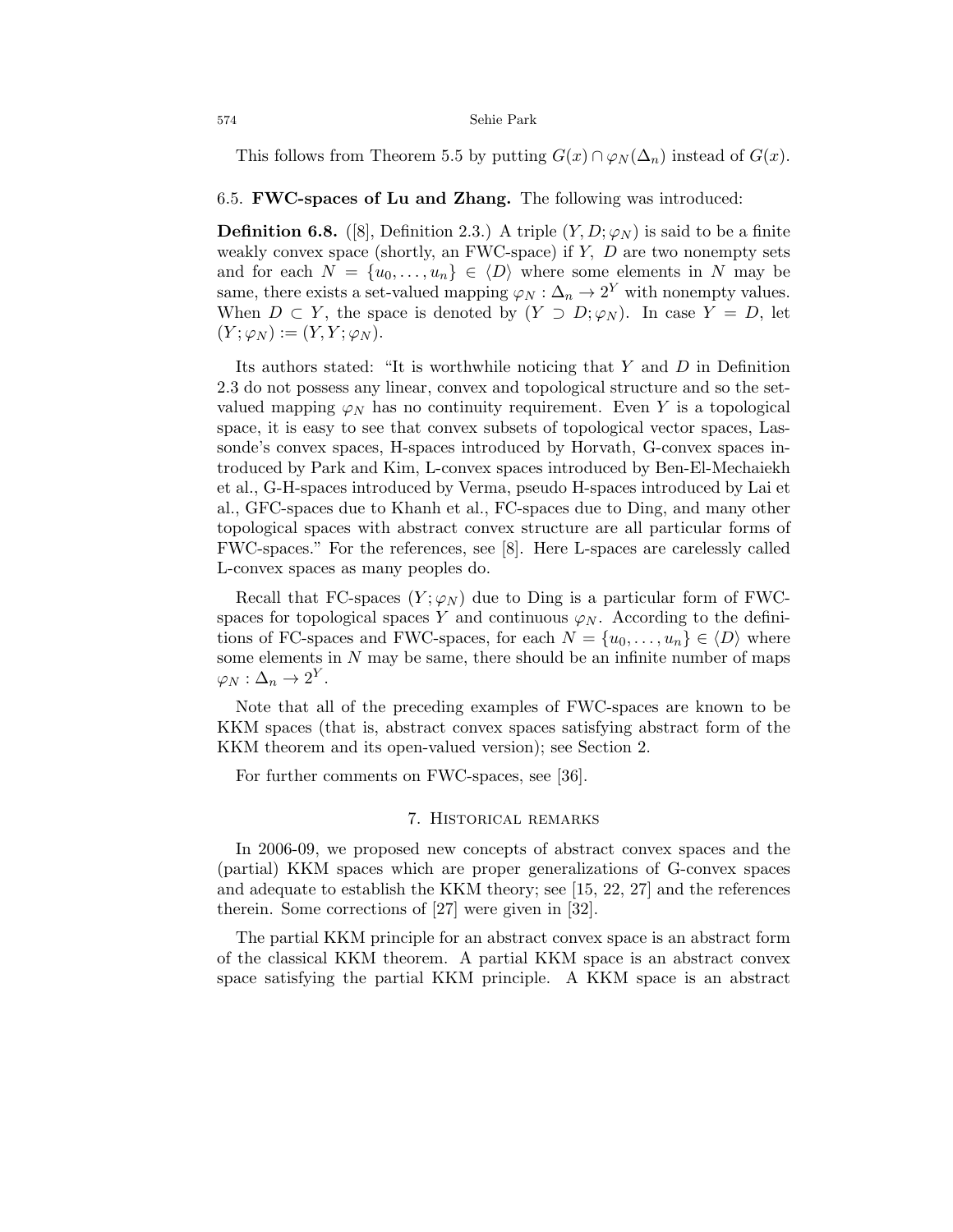This follows from Theorem 5.5 by putting $G(x) \cap \varphi_N(\Delta_n)$ instead of $G(x)$.

### 6.5. **FWC-spaces of Lu and Zhang.**

The following was introduced:

**Definition 6.8.** ([8], Definition 2.3.) A triple $(Y, D; \varphi_N)$ is said to be a finite weakly convex space (shortly, an FWC-space) if $Y$, $D$ are two nonempty sets and for each $N = \{u_0, \ldots, u_n\} \in \langle D \rangle$ where some elements in $N$ may be same, there exists a set-valued mapping $\varphi_N : \Delta_n \to 2^Y$ with nonempty values. When $D \subset Y$, the space is denoted by $(Y \supset D; \varphi_N)$. In case $Y = D$, let $(Y; \varphi_N) := (Y, Y; \varphi_N)$.

Its authors stated: "It is worthwhile noticing that $Y$ and $D$ in Definition 2.3 do not possess any linear, convex and topological structure and so the set-valued mapping $\varphi_N$ has no continuity requirement. Even $Y$ is a topological space, it is easy to see that convex subsets of topological vector spaces, Lassonde's convex spaces, H-spaces introduced by Horvath, G-convex spaces introduced by Park and Kim, L-convex spaces introduced by Ben-El-Mechaiekh et al., G-H-spaces introduced by Verma, pseudo H-spaces introduced by Lai et al., GFC-spaces due to Khanh et al., FC-spaces due to Ding, and many other topological spaces with abstract convex structure are all particular forms of FWC-spaces." For the references, see [8]. Here L-spaces are carelessly called L-convex spaces as many peoples do.

Recall that FC-spaces $(Y; \varphi_N)$ due to Ding is a particular form of FWC-spaces for topological spaces $Y$ and continuous $\varphi_N$. According to the definitions of FC-spaces and FWC-spaces, for each $N = \{u_0, \ldots, u_n\} \in \langle D \rangle$ where some elements in $N$ may be same, there should be an infinite number of maps $\varphi_N : \Delta_n \to 2^Y$.

Note that all of the preceding examples of FWC-spaces are known to be KKM spaces (that is, abstract convex spaces satisfying abstract form of the KKM theorem and its open-valued version); see Section 2.

For further comments on FWC-spaces, see [36].

## 7. Historical remarks

In 2006-09, we proposed new concepts of abstract convex spaces and the (partial) KKM spaces which are proper generalizations of G-convex spaces and adequate to establish the KKM theory; see [15, 22, 27] and the references therein. Some corrections of [27] were given in [32].

The partial KKM principle for an abstract convex space is an abstract form of the classical KKM theorem. A partial KKM space is an abstract convex space satisfying the partial KKM principle. A KKM space is an abstract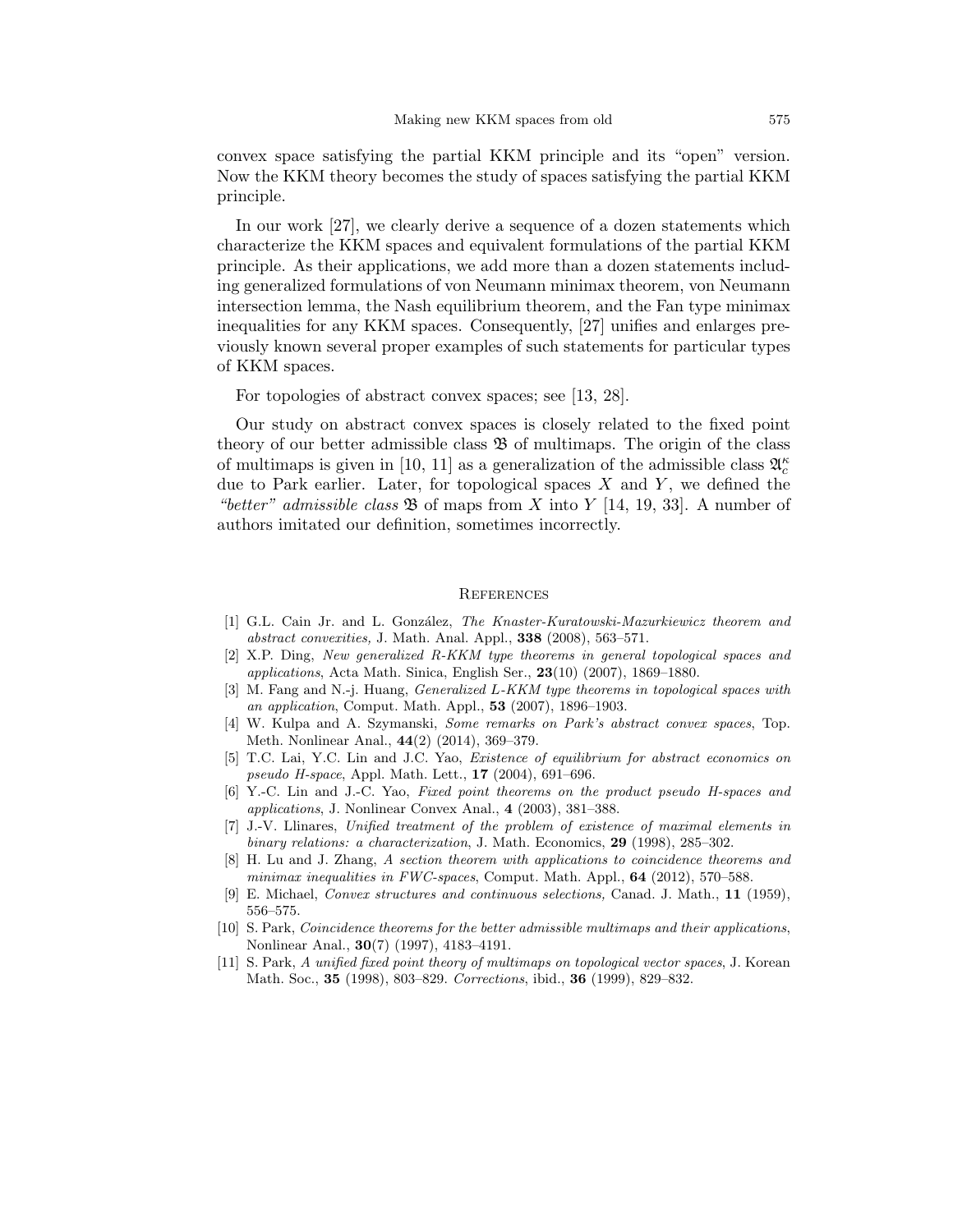convex space satisfying the partial KKM principle and its "open" version. Now the KKM theory becomes the study of spaces satisfying the partial KKM principle.

In our work [27], we clearly derive a sequence of a dozen statements which characterize the KKM spaces and equivalent formulations of the partial KKM principle. As their applications, we add more than a dozen statements including generalized formulations of von Neumann minimax theorem, von Neumann intersection lemma, the Nash equilibrium theorem, and the Fan type minimax inequalities for any KKM spaces. Consequently, [27] unifies and enlarges previously known several proper examples of such statements for particular types of KKM spaces.

For topologies of abstract convex spaces; see [13, 28].

Our study on abstract convex spaces is closely related to the fixed point theory of our better admissible class $\mathfrak{B}$ of multimaps. The origin of the class of multimaps is given in [10, 11] as a generalization of the admissible class $\mathfrak{A}_c^\kappa$ due to Park earlier. Later, for topological spaces $X$ and $Y$, we defined the *"better" admissible class* $\mathfrak{B}$ of maps from $X$ into $Y$ [14, 19, 33]. A number of authors imitated our definition, sometimes incorrectly.

## References

[1] G.L. Cain Jr. and L. González, *The Knaster-Kuratowski-Mazurkiewicz theorem and abstract convexities,* J. Math. Anal. Appl., **338** (2008), 563–571.

[2] X.P. Ding, *New generalized R-KKM type theorems in general topological spaces and applications*, Acta Math. Sinica, English Ser., **23**(10) (2007), 1869–1880.

[3] M. Fang and N.-j. Huang, *Generalized L-KKM type theorems in topological spaces with an application*, Comput. Math. Appl., **53** (2007), 1896–1903.

[4] W. Kulpa and A. Szymanski, *Some remarks on Park's abstract convex spaces*, Top. Meth. Nonlinear Anal., **44**(2) (2014), 369–379.

[5] T.C. Lai, Y.C. Lin and J.C. Yao, *Existence of equilibrium for abstract economics on pseudo H-space*, Appl. Math. Lett., **17** (2004), 691–696.

[6] Y.-C. Lin and J.-C. Yao, *Fixed point theorems on the product pseudo H-spaces and applications*, J. Nonlinear Convex Anal., **4** (2003), 381–388.

[7] J.-V. Llinares, *Unified treatment of the problem of existence of maximal elements in binary relations: a characterization*, J. Math. Economics, **29** (1998), 285–302.

[8] H. Lu and J. Zhang, *A section theorem with applications to coincidence theorems and minimax inequalities in FWC-spaces*, Comput. Math. Appl., **64** (2012), 570–588.

[9] E. Michael, *Convex structures and continuous selections,* Canad. J. Math., **11** (1959), 556–575.

[10] S. Park, *Coincidence theorems for the better admissible multimaps and their applications*, Nonlinear Anal., **30**(7) (1997), 4183–4191.

[11] S. Park, *A unified fixed point theory of multimaps on topological vector spaces*, J. Korean Math. Soc., **35** (1998), 803–829. *Corrections*, ibid., **36** (1999), 829–832.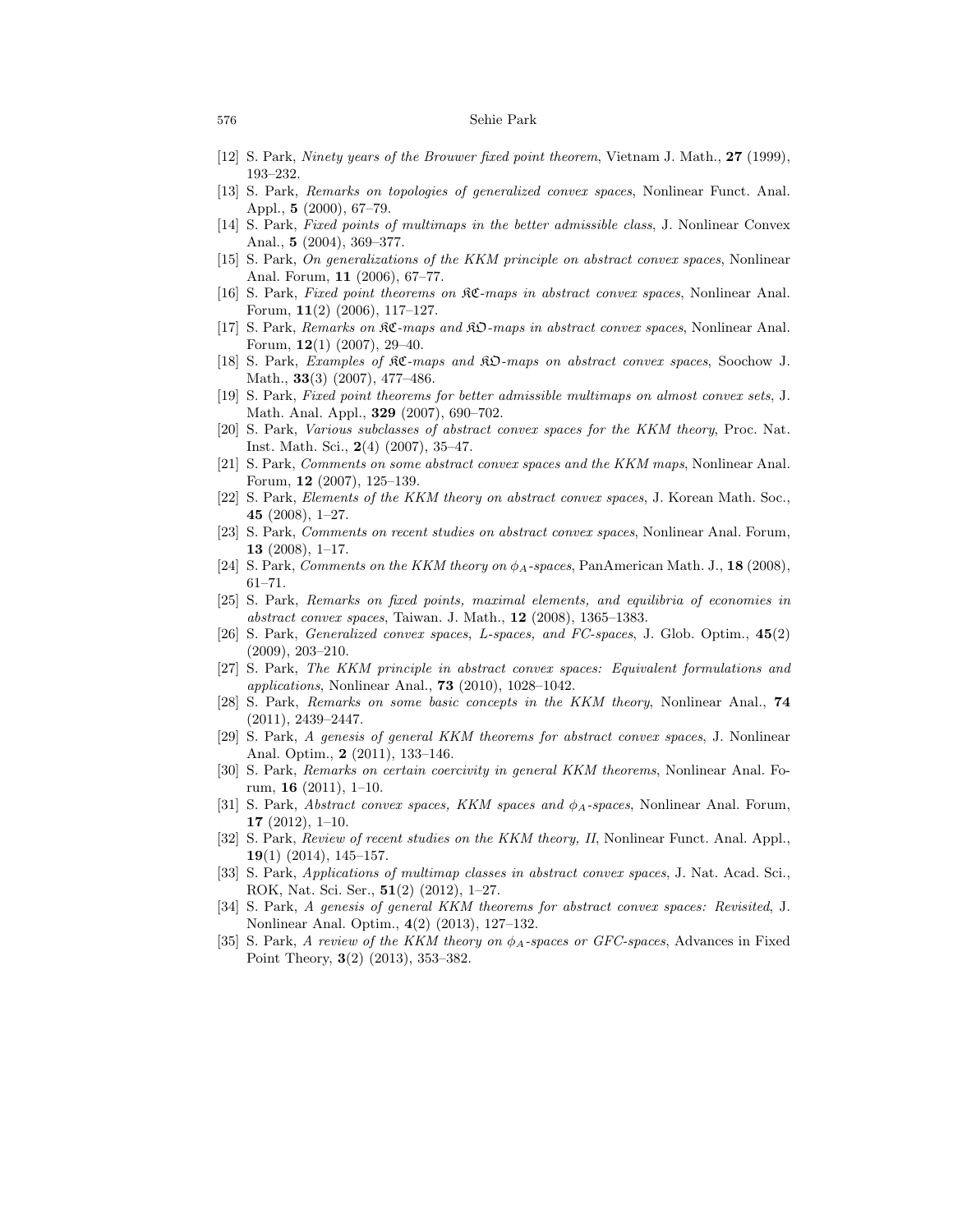[12] S. Park, *Ninety years of the Brouwer fixed point theorem*, Vietnam J. Math., **27** (1999), 193–232.

[13] S. Park, *Remarks on topologies of generalized convex spaces*, Nonlinear Funct. Anal. Appl., **5** (2000), 67–79.

[14] S. Park, *Fixed points of multimaps in the better admissible class*, J. Nonlinear Convex Anal., **5** (2004), 369–377.

[15] S. Park, *On generalizations of the KKM principle on abstract convex spaces*, Nonlinear Anal. Forum, **11** (2006), 67–77.

[16] S. Park, *Fixed point theorems on $\mathfrak{KC}$-maps in abstract convex spaces*, Nonlinear Anal. Forum, **11**(2) (2006), 117–127.

[17] S. Park, *Remarks on $\mathfrak{KC}$-maps and $\mathfrak{KO}$-maps in abstract convex spaces*, Nonlinear Anal. Forum, **12**(1) (2007), 29–40.

[18] S. Park, *Examples of $\mathfrak{KC}$-maps and $\mathfrak{KO}$-maps on abstract convex spaces*, Soochow J. Math., **33**(3) (2007), 477–486.

[19] S. Park, *Fixed point theorems for better admissible multimaps on almost convex sets*, J. Math. Anal. Appl., **329** (2007), 690–702.

[20] S. Park, *Various subclasses of abstract convex spaces for the KKM theory*, Proc. Nat. Inst. Math. Sci., **2**(4) (2007), 35–47.

[21] S. Park, *Comments on some abstract convex spaces and the KKM maps*, Nonlinear Anal. Forum, **12** (2007), 125–139.

[22] S. Park, *Elements of the KKM theory on abstract convex spaces*, J. Korean Math. Soc., **45** (2008), 1–27.

[23] S. Park, *Comments on recent studies on abstract convex spaces*, Nonlinear Anal. Forum, **13** (2008), 1–17.

[24] S. Park, *Comments on the KKM theory on $\phi_A$-spaces*, PanAmerican Math. J., **18** (2008), 61–71.

[25] S. Park, *Remarks on fixed points, maximal elements, and equilibria of economies in abstract convex spaces*, Taiwan. J. Math., **12** (2008), 1365–1383.

[26] S. Park, *Generalized convex spaces, L-spaces, and FC-spaces*, J. Glob. Optim., **45**(2) (2009), 203–210.

[27] S. Park, *The KKM principle in abstract convex spaces: Equivalent formulations and applications*, Nonlinear Anal., **73** (2010), 1028–1042.

[28] S. Park, *Remarks on some basic concepts in the KKM theory*, Nonlinear Anal., **74** (2011), 2439–2447.

[29] S. Park, *A genesis of general KKM theorems for abstract convex spaces*, J. Nonlinear Anal. Optim., **2** (2011), 133–146.

[30] S. Park, *Remarks on certain coercivity in general KKM theorems*, Nonlinear Anal. Forum, **16** (2011), 1–10.

[31] S. Park, *Abstract convex spaces, KKM spaces and $\phi_A$-spaces*, Nonlinear Anal. Forum, **17** (2012), 1–10.

[32] S. Park, *Review of recent studies on the KKM theory, II*, Nonlinear Funct. Anal. Appl., **19**(1) (2014), 145–157.

[33] S. Park, *Applications of multimap classes in abstract convex spaces*, J. Nat. Acad. Sci., ROK, Nat. Sci. Ser., **51**(2) (2012), 1–27.

[34] S. Park, *A genesis of general KKM theorems for abstract convex spaces: Revisited*, J. Nonlinear Anal. Optim., **4**(2) (2013), 127–132.

[35] S. Park, *A review of the KKM theory on $\phi_A$-spaces or GFC-spaces*, Advances in Fixed Point Theory, **3**(2) (2013), 353–382.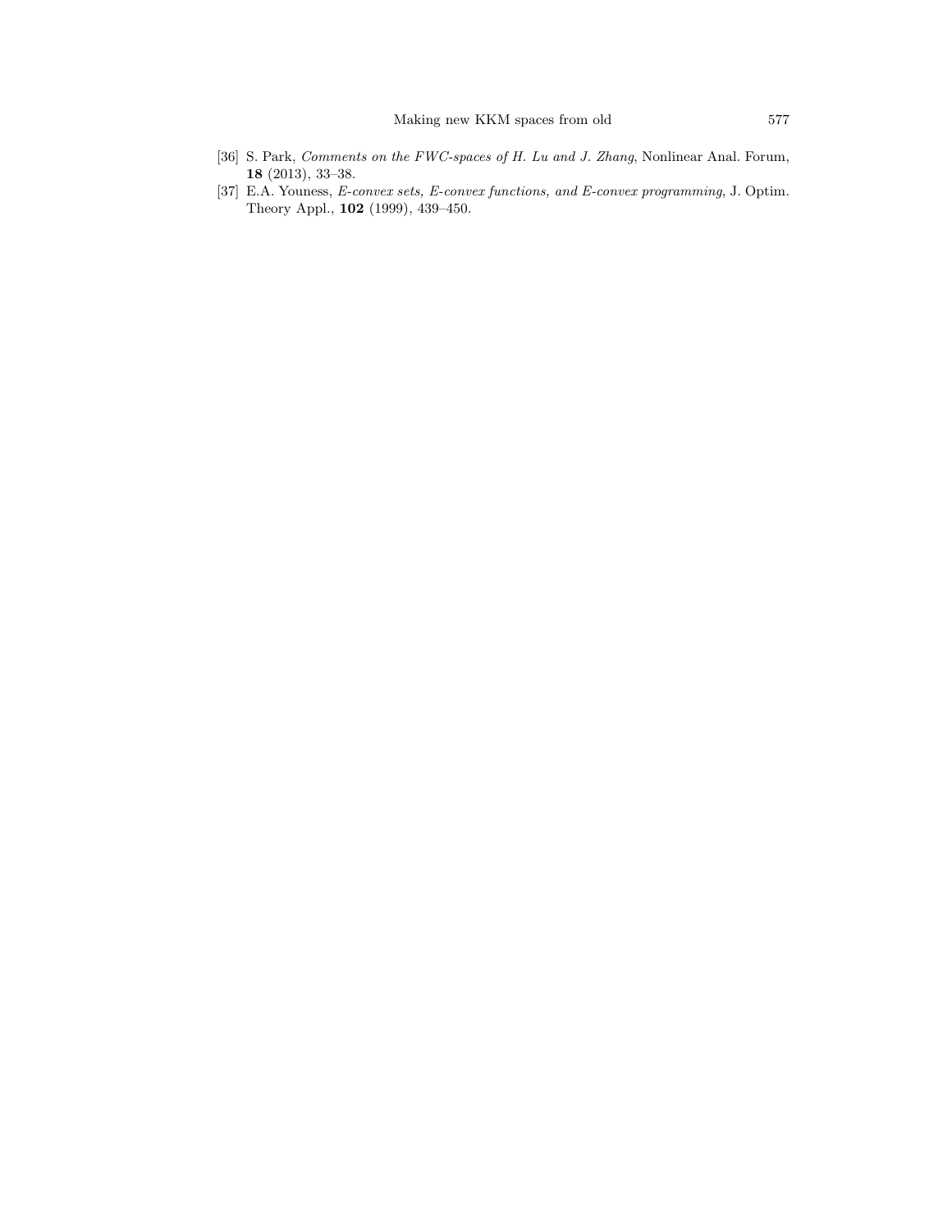[36] S. Park, *Comments on the FWC-spaces of H. Lu and J. Zhang*, Nonlinear Anal. Forum, **18** (2013), 33–38.

[37] E.A. Youness, *E-convex sets, E-convex functions, and E-convex programming*, J. Optim. Theory Appl., **102** (1999), 439–450.